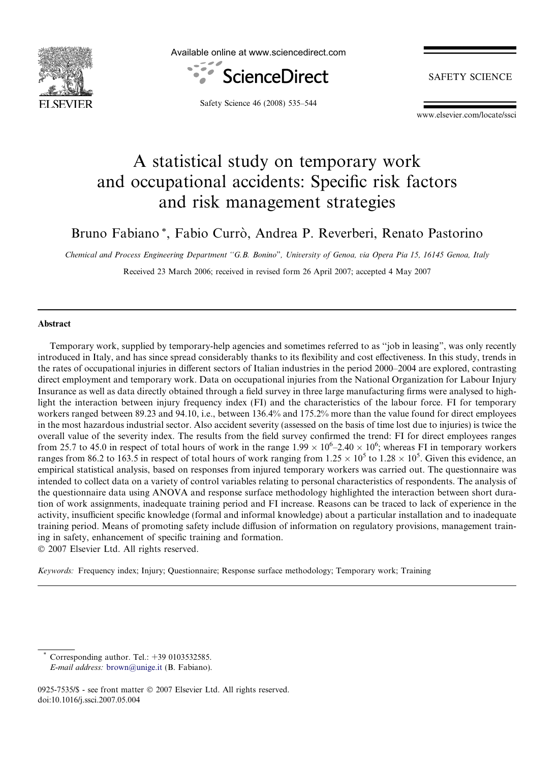# A statistical study on temporary work and occupational accidents: Specific risk factors and risk management strategies

Bruno Fabiano *, Fabio Currò, Andrea P. Reverberi, Renato Pastorino

*Chemical and Process Engineering Department "G.B. Bonino", University of Genoa, via Opera Pia 15, 16145 Genoa, Italy*

Received 23 March 2006; received in revised form 26 April 2007; accepted 4 May 2007

---

## Abstract

Temporary work, supplied by temporary-help agencies and sometimes referred to as "job in leasing", was only recently introduced in Italy, and has since spread considerably thanks to its flexibility and cost effectiveness. In this study, trends in the rates of occupational injuries in different sectors of Italian industries in the period 2000–2004 are explored, contrasting direct employment and temporary work. Data on occupational injuries from the National Organization for Labour Injury Insurance as well as data directly obtained through a field survey in three large manufacturing firms were analysed to highlight the interaction between injury frequency index (FI) and the characteristics of the labour force. FI for temporary workers ranged between 89.23 and 94.10, i.e., between 136.4% and 175.2% more than the value found for direct employees in the most hazardous industrial sector. Also accident severity (assessed on the basis of time lost due to injuries) is twice the overall value of the severity index. The results from the field survey confirmed the trend: FI for direct employees ranges from 25.7 to 45.0 in respect of total hours of work in the range $1.99 \times 10^6$–$2.40 \times 10^6$; whereas FI in temporary workers ranges from 86.2 to 163.5 in respect of total hours of work ranging from $1.25 \times 10^5$ to $1.28 \times 10^5$. Given this evidence, an empirical statistical analysis, based on responses from injured temporary workers was carried out. The questionnaire was intended to collect data on a variety of control variables relating to personal characteristics of respondents. The analysis of the questionnaire data using ANOVA and response surface methodology highlighted the interaction between short duration of work assignments, inadequate training period and FI increase. Reasons can be traced to lack of experience in the activity, insufficient specific knowledge (formal and informal knowledge) about a particular installation and to inadequate training period. Means of promoting safety include diffusion of information on regulatory provisions, management training in safety, enhancement of specific training and formation.

© 2007 Elsevier Ltd. All rights reserved.

*Keywords:* Frequency index; Injury; Questionnaire; Response surface methodology; Temporary work; Training

---

\* Corresponding author. Tel.: +39 0103532585.
*E-mail address:* brown@unige.it (B. Fabiano).

0925-7535/$ - see front matter © 2007 Elsevier Ltd. All rights reserved.
doi:10.1016/j.ssci.2007.05.004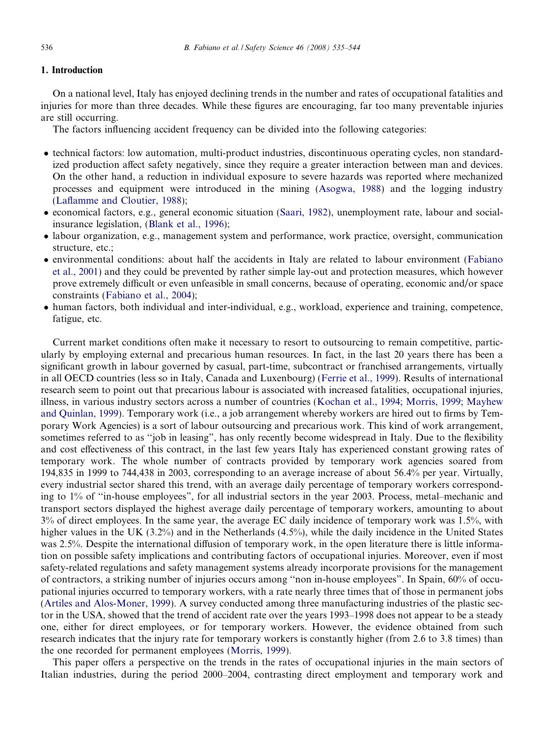## 1. Introduction

On a national level, Italy has enjoyed declining trends in the number and rates of occupational fatalities and injuries for more than three decades. While these figures are encouraging, far too many preventable injuries are still occurring.

The factors influencing accident frequency can be divided into the following categories:

- technical factors: low automation, multi-product industries, discontinuous operating cycles, non standardized production affect safety negatively, since they require a greater interaction between man and devices. On the other hand, a reduction in individual exposure to severe hazards was reported where mechanized processes and equipment were introduced in the mining (Asogwa, 1988) and the logging industry (Laflamme and Cloutier, 1988);
- economical factors, e.g., general economic situation (Saari, 1982), unemployment rate, labour and social-insurance legislation, (Blank et al., 1996);
- labour organization, e.g., management system and performance, work practice, oversight, communication structure, etc.;
- environmental conditions: about half the accidents in Italy are related to labour environment (Fabiano et al., 2001) and they could be prevented by rather simple lay-out and protection measures, which however prove extremely difficult or even unfeasible in small concerns, because of operating, economic and/or space constraints (Fabiano et al., 2004);
- human factors, both individual and inter-individual, e.g., workload, experience and training, competence, fatigue, etc.

Current market conditions often make it necessary to resort to outsourcing to remain competitive, particularly by employing external and precarious human resources. In fact, in the last 20 years there has been a significant growth in labour governed by casual, part-time, subcontract or franchised arrangements, virtually in all OECD countries (less so in Italy, Canada and Luxenbourg) (Ferrie et al., 1999). Results of international research seem to point out that precarious labour is associated with increased fatalities, occupational injuries, illness, in various industry sectors across a number of countries (Kochan et al., 1994; Morris, 1999; Mayhew and Quinlan, 1999). Temporary work (i.e., a job arrangement whereby workers are hired out to firms by Temporary Work Agencies) is a sort of labour outsourcing and precarious work. This kind of work arrangement, sometimes referred to as ''job in leasing'', has only recently become widespread in Italy. Due to the flexibility and cost effectiveness of this contract, in the last few years Italy has experienced constant growing rates of temporary work. The whole number of contracts provided by temporary work agencies soared from 194,835 in 1999 to 744,438 in 2003, corresponding to an average increase of about 56.4% per year. Virtually, every industrial sector shared this trend, with an average daily percentage of temporary workers corresponding to 1% of ''in-house employees'', for all industrial sectors in the year 2003. Process, metal–mechanic and transport sectors displayed the highest average daily percentage of temporary workers, amounting to about 3% of direct employees. In the same year, the average EC daily incidence of temporary work was 1.5%, with higher values in the UK (3.2%) and in the Netherlands (4.5%), while the daily incidence in the United States was 2.5%. Despite the international diffusion of temporary work, in the open literature there is little information on possible safety implications and contributing factors of occupational injuries. Moreover, even if most safety-related regulations and safety management systems already incorporate provisions for the management of contractors, a striking number of injuries occurs among ''non in-house employees''. In Spain, 60% of occupational injuries occurred to temporary workers, with a rate nearly three times that of those in permanent jobs (Artiles and Alos-Moner, 1999). A survey conducted among three manufacturing industries of the plastic sector in the USA, showed that the trend of accident rate over the years 1993–1998 does not appear to be a steady one, either for direct employees, or for temporary workers. However, the evidence obtained from such research indicates that the injury rate for temporary workers is constantly higher (from 2.6 to 3.8 times) than the one recorded for permanent employees (Morris, 1999).

This paper offers a perspective on the trends in the rates of occupational injuries in the main sectors of Italian industries, during the period 2000–2004, contrasting direct employment and temporary work and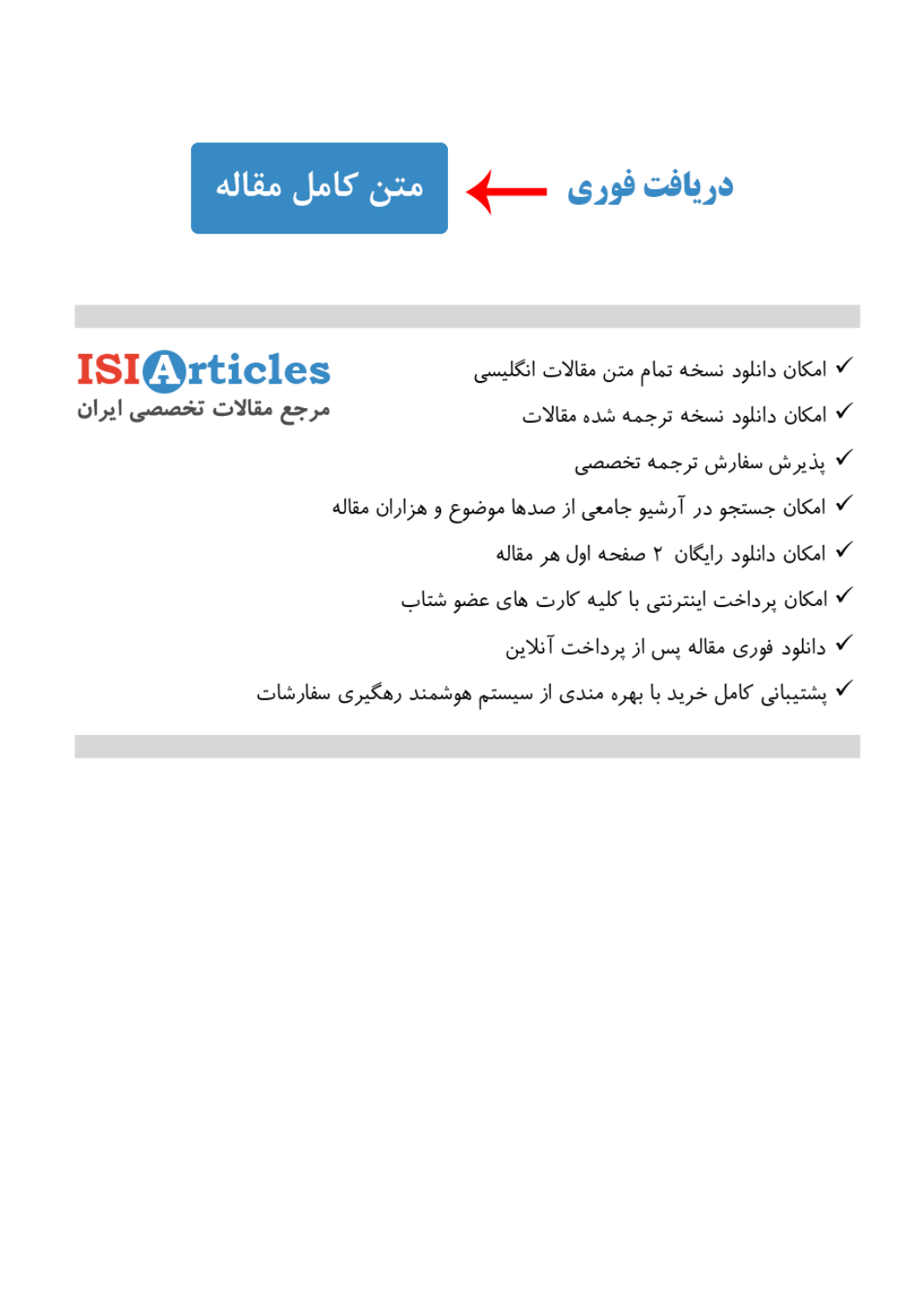دریافت فوری ← **متن کامل مقاله**

**ISIArticles**
مرجع مقالات تخصصی ایران

- ✓ امکان دانلود نسخه تمام متن مقالات انگلیسی
- ✓ امکان دانلود نسخه ترجمه شده مقالات
- ✓ پذیرش سفارش ترجمه تخصصی
- ✓ امکان جستجو در آرشیو جامعی از صدها موضوع و هزاران مقاله
- ✓ امکان دانلود رایگان ۲ صفحه اول هر مقاله
- ✓ امکان پرداخت اینترنتی با کلیه کارت های عضو شتاب
- ✓ دانلود فوری مقاله پس از پرداخت آنلاین
- ✓ پشتیبانی کامل خرید با بهره مندی از سیستم هوشمند رهگیری سفارشات